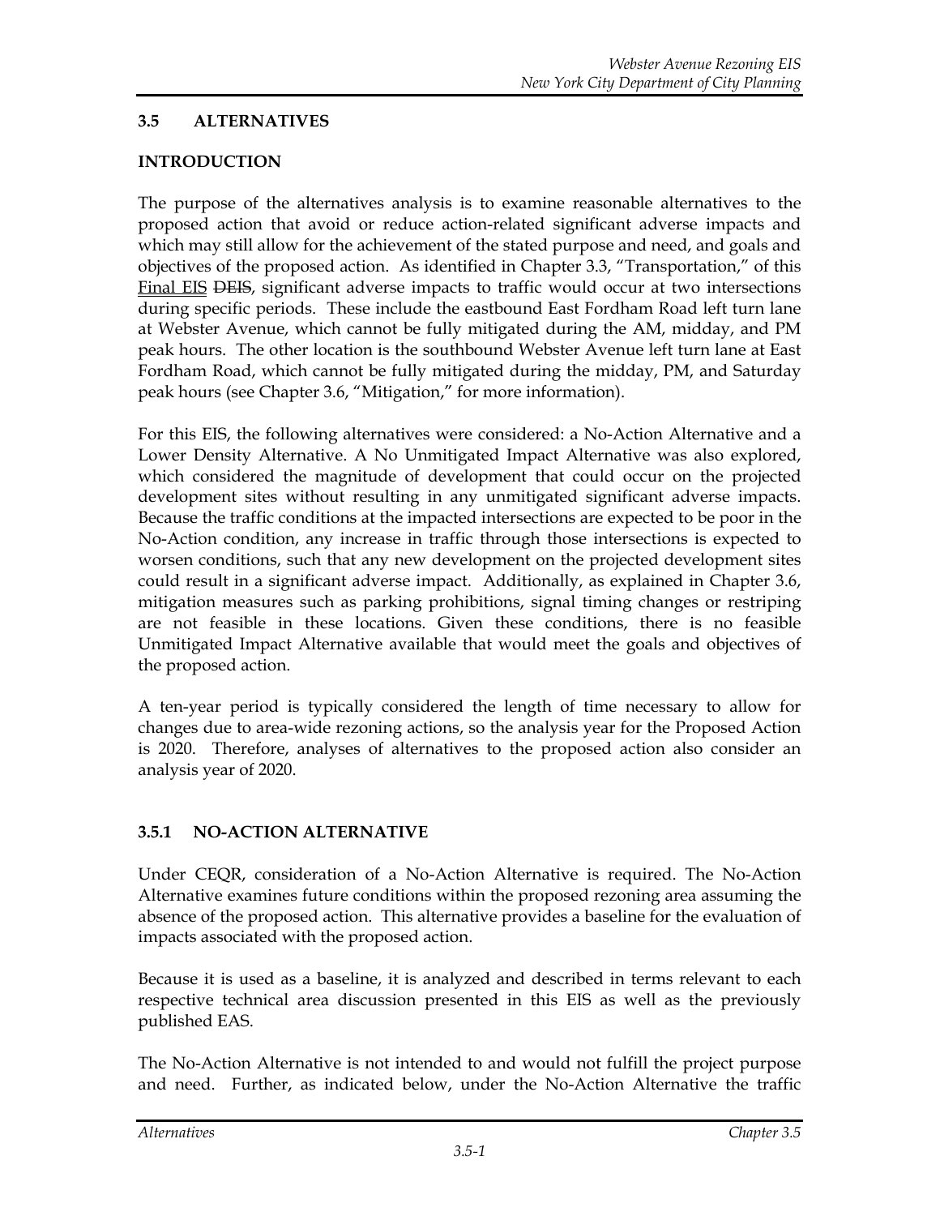## 3.5 ALTERNATIVES

### INTRODUCTION

The purpose of the alternatives analysis is to examine reasonable alternatives to the proposed action that avoid or reduce action-related significant adverse impacts and which may still allow for the achievement of the stated purpose and need, and goals and objectives of the proposed action. As identified in Chapter 3.3, "Transportation," of this <u>Final EIS</u> ~~DEIS~~, significant adverse impacts to traffic would occur at two intersections during specific periods. These include the eastbound East Fordham Road left turn lane at Webster Avenue, which cannot be fully mitigated during the AM, midday, and PM peak hours. The other location is the southbound Webster Avenue left turn lane at East Fordham Road, which cannot be fully mitigated during the midday, PM, and Saturday peak hours (see Chapter 3.6, "Mitigation," for more information).

For this EIS, the following alternatives were considered: a No-Action Alternative and a Lower Density Alternative. A No Unmitigated Impact Alternative was also explored, which considered the magnitude of development that could occur on the projected development sites without resulting in any unmitigated significant adverse impacts. Because the traffic conditions at the impacted intersections are expected to be poor in the No-Action condition, any increase in traffic through those intersections is expected to worsen conditions, such that any new development on the projected development sites could result in a significant adverse impact. Additionally, as explained in Chapter 3.6, mitigation measures such as parking prohibitions, signal timing changes or restriping are not feasible in these locations. Given these conditions, there is no feasible Unmitigated Impact Alternative available that would meet the goals and objectives of the proposed action.

A ten-year period is typically considered the length of time necessary to allow for changes due to area-wide rezoning actions, so the analysis year for the Proposed Action is 2020. Therefore, analyses of alternatives to the proposed action also consider an analysis year of 2020.

### 3.5.1 NO-ACTION ALTERNATIVE

Under CEQR, consideration of a No-Action Alternative is required. The No-Action Alternative examines future conditions within the proposed rezoning area assuming the absence of the proposed action. This alternative provides a baseline for the evaluation of impacts associated with the proposed action.

Because it is used as a baseline, it is analyzed and described in terms relevant to each respective technical area discussion presented in this EIS as well as the previously published EAS.

The No-Action Alternative is not intended to and would not fulfill the project purpose and need. Further, as indicated below, under the No-Action Alternative the traffic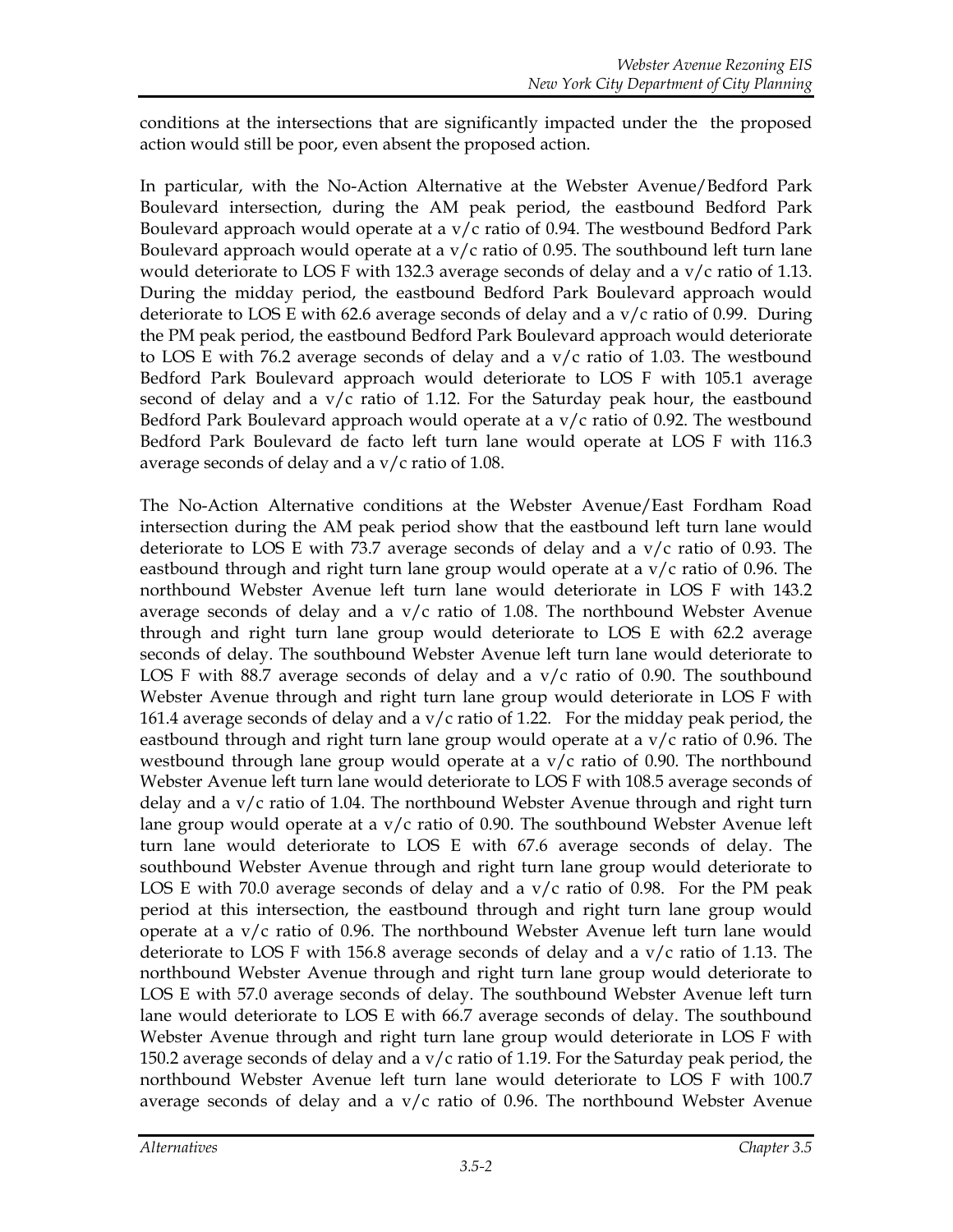conditions at the intersections that are significantly impacted under the  the proposed action would still be poor, even absent the proposed action.

In particular, with the No-Action Alternative at the Webster Avenue/Bedford Park Boulevard intersection, during the AM peak period, the eastbound Bedford Park Boulevard approach would operate at a v/c ratio of 0.94. The westbound Bedford Park Boulevard approach would operate at a v/c ratio of 0.95. The southbound left turn lane would deteriorate to LOS F with 132.3 average seconds of delay and a v/c ratio of 1.13. During the midday period, the eastbound Bedford Park Boulevard approach would deteriorate to LOS E with 62.6 average seconds of delay and a v/c ratio of 0.99. During the PM peak period, the eastbound Bedford Park Boulevard approach would deteriorate to LOS E with 76.2 average seconds of delay and a v/c ratio of 1.03. The westbound Bedford Park Boulevard approach would deteriorate to LOS F with 105.1 average second of delay and a v/c ratio of 1.12. For the Saturday peak hour, the eastbound Bedford Park Boulevard approach would operate at a v/c ratio of 0.92. The westbound Bedford Park Boulevard de facto left turn lane would operate at LOS F with 116.3 average seconds of delay and a v/c ratio of 1.08.

The No-Action Alternative conditions at the Webster Avenue/East Fordham Road intersection during the AM peak period show that the eastbound left turn lane would deteriorate to LOS E with 73.7 average seconds of delay and a v/c ratio of 0.93. The eastbound through and right turn lane group would operate at a v/c ratio of 0.96. The northbound Webster Avenue left turn lane would deteriorate in LOS F with 143.2 average seconds of delay and a v/c ratio of 1.08. The northbound Webster Avenue through and right turn lane group would deteriorate to LOS E with 62.2 average seconds of delay. The southbound Webster Avenue left turn lane would deteriorate to LOS F with 88.7 average seconds of delay and a v/c ratio of 0.90. The southbound Webster Avenue through and right turn lane group would deteriorate in LOS F with 161.4 average seconds of delay and a v/c ratio of 1.22. For the midday peak period, the eastbound through and right turn lane group would operate at a v/c ratio of 0.96. The westbound through lane group would operate at a v/c ratio of 0.90. The northbound Webster Avenue left turn lane would deteriorate to LOS F with 108.5 average seconds of delay and a v/c ratio of 1.04. The northbound Webster Avenue through and right turn lane group would operate at a v/c ratio of 0.90. The southbound Webster Avenue left turn lane would deteriorate to LOS E with 67.6 average seconds of delay. The southbound Webster Avenue through and right turn lane group would deteriorate to LOS E with 70.0 average seconds of delay and a v/c ratio of 0.98. For the PM peak period at this intersection, the eastbound through and right turn lane group would operate at a v/c ratio of 0.96. The northbound Webster Avenue left turn lane would deteriorate to LOS F with 156.8 average seconds of delay and a v/c ratio of 1.13. The northbound Webster Avenue through and right turn lane group would deteriorate to LOS E with 57.0 average seconds of delay. The southbound Webster Avenue left turn lane would deteriorate to LOS E with 66.7 average seconds of delay. The southbound Webster Avenue through and right turn lane group would deteriorate in LOS F with 150.2 average seconds of delay and a v/c ratio of 1.19. For the Saturday peak period, the northbound Webster Avenue left turn lane would deteriorate to LOS F with 100.7 average seconds of delay and a v/c ratio of 0.96. The northbound Webster Avenue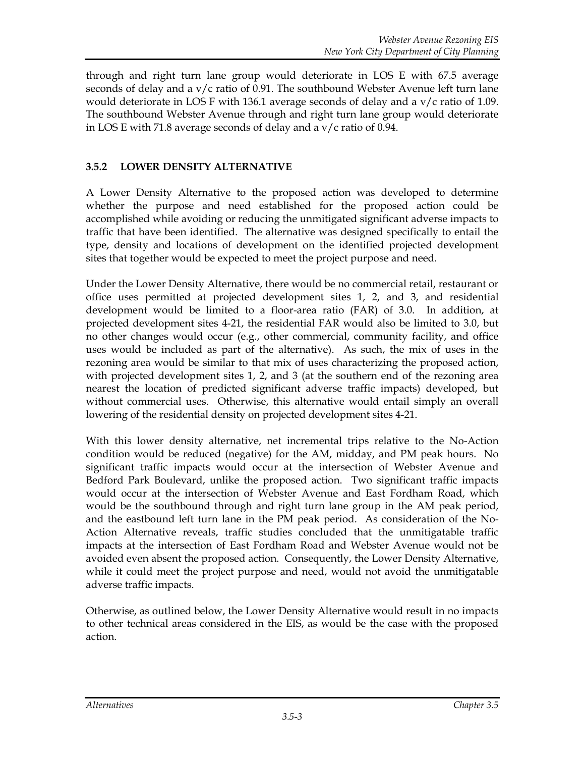through and right turn lane group would deteriorate in LOS E with 67.5 average seconds of delay and a v/c ratio of 0.91. The southbound Webster Avenue left turn lane would deteriorate in LOS F with 136.1 average seconds of delay and a v/c ratio of 1.09. The southbound Webster Avenue through and right turn lane group would deteriorate in LOS E with 71.8 average seconds of delay and a v/c ratio of 0.94.

### 3.5.2 LOWER DENSITY ALTERNATIVE

A Lower Density Alternative to the proposed action was developed to determine whether the purpose and need established for the proposed action could be accomplished while avoiding or reducing the unmitigated significant adverse impacts to traffic that have been identified. The alternative was designed specifically to entail the type, density and locations of development on the identified projected development sites that together would be expected to meet the project purpose and need.

Under the Lower Density Alternative, there would be no commercial retail, restaurant or office uses permitted at projected development sites 1, 2, and 3, and residential development would be limited to a floor-area ratio (FAR) of 3.0. In addition, at projected development sites 4-21, the residential FAR would also be limited to 3.0, but no other changes would occur (e.g., other commercial, community facility, and office uses would be included as part of the alternative). As such, the mix of uses in the rezoning area would be similar to that mix of uses characterizing the proposed action, with projected development sites 1, 2, and 3 (at the southern end of the rezoning area nearest the location of predicted significant adverse traffic impacts) developed, but without commercial uses. Otherwise, this alternative would entail simply an overall lowering of the residential density on projected development sites 4-21.

With this lower density alternative, net incremental trips relative to the No-Action condition would be reduced (negative) for the AM, midday, and PM peak hours. No significant traffic impacts would occur at the intersection of Webster Avenue and Bedford Park Boulevard, unlike the proposed action. Two significant traffic impacts would occur at the intersection of Webster Avenue and East Fordham Road, which would be the southbound through and right turn lane group in the AM peak period, and the eastbound left turn lane in the PM peak period. As consideration of the No-Action Alternative reveals, traffic studies concluded that the unmitigatable traffic impacts at the intersection of East Fordham Road and Webster Avenue would not be avoided even absent the proposed action. Consequently, the Lower Density Alternative, while it could meet the project purpose and need, would not avoid the unmitigatable adverse traffic impacts.

Otherwise, as outlined below, the Lower Density Alternative would result in no impacts to other technical areas considered in the EIS, as would be the case with the proposed action.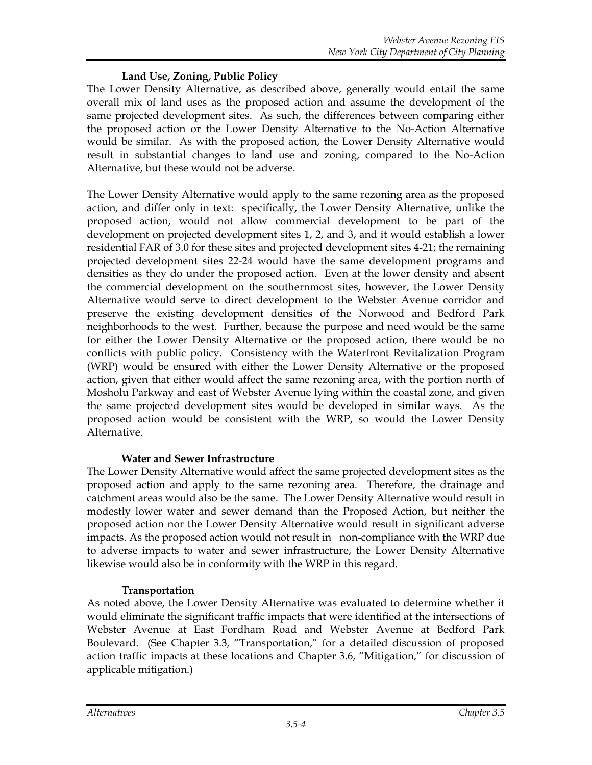### Land Use, Zoning, Public Policy

The Lower Density Alternative, as described above, generally would entail the same overall mix of land uses as the proposed action and assume the development of the same projected development sites. As such, the differences between comparing either the proposed action or the Lower Density Alternative to the No-Action Alternative would be similar. As with the proposed action, the Lower Density Alternative would result in substantial changes to land use and zoning, compared to the No-Action Alternative, but these would not be adverse.

The Lower Density Alternative would apply to the same rezoning area as the proposed action, and differ only in text: specifically, the Lower Density Alternative, unlike the proposed action, would not allow commercial development to be part of the development on projected development sites 1, 2, and 3, and it would establish a lower residential FAR of 3.0 for these sites and projected development sites 4-21; the remaining projected development sites 22-24 would have the same development programs and densities as they do under the proposed action. Even at the lower density and absent the commercial development on the southernmost sites, however, the Lower Density Alternative would serve to direct development to the Webster Avenue corridor and preserve the existing development densities of the Norwood and Bedford Park neighborhoods to the west. Further, because the purpose and need would be the same for either the Lower Density Alternative or the proposed action, there would be no conflicts with public policy. Consistency with the Waterfront Revitalization Program (WRP) would be ensured with either the Lower Density Alternative or the proposed action, given that either would affect the same rezoning area, with the portion north of Mosholu Parkway and east of Webster Avenue lying within the coastal zone, and given the same projected development sites would be developed in similar ways. As the proposed action would be consistent with the WRP, so would the Lower Density Alternative.

### Water and Sewer Infrastructure

The Lower Density Alternative would affect the same projected development sites as the proposed action and apply to the same rezoning area. Therefore, the drainage and catchment areas would also be the same. The Lower Density Alternative would result in modestly lower water and sewer demand than the Proposed Action, but neither the proposed action nor the Lower Density Alternative would result in significant adverse impacts. As the proposed action would not result in non-compliance with the WRP due to adverse impacts to water and sewer infrastructure, the Lower Density Alternative likewise would also be in conformity with the WRP in this regard.

### Transportation

As noted above, the Lower Density Alternative was evaluated to determine whether it would eliminate the significant traffic impacts that were identified at the intersections of Webster Avenue at East Fordham Road and Webster Avenue at Bedford Park Boulevard. (See Chapter 3.3, "Transportation," for a detailed discussion of proposed action traffic impacts at these locations and Chapter 3.6, "Mitigation," for discussion of applicable mitigation.)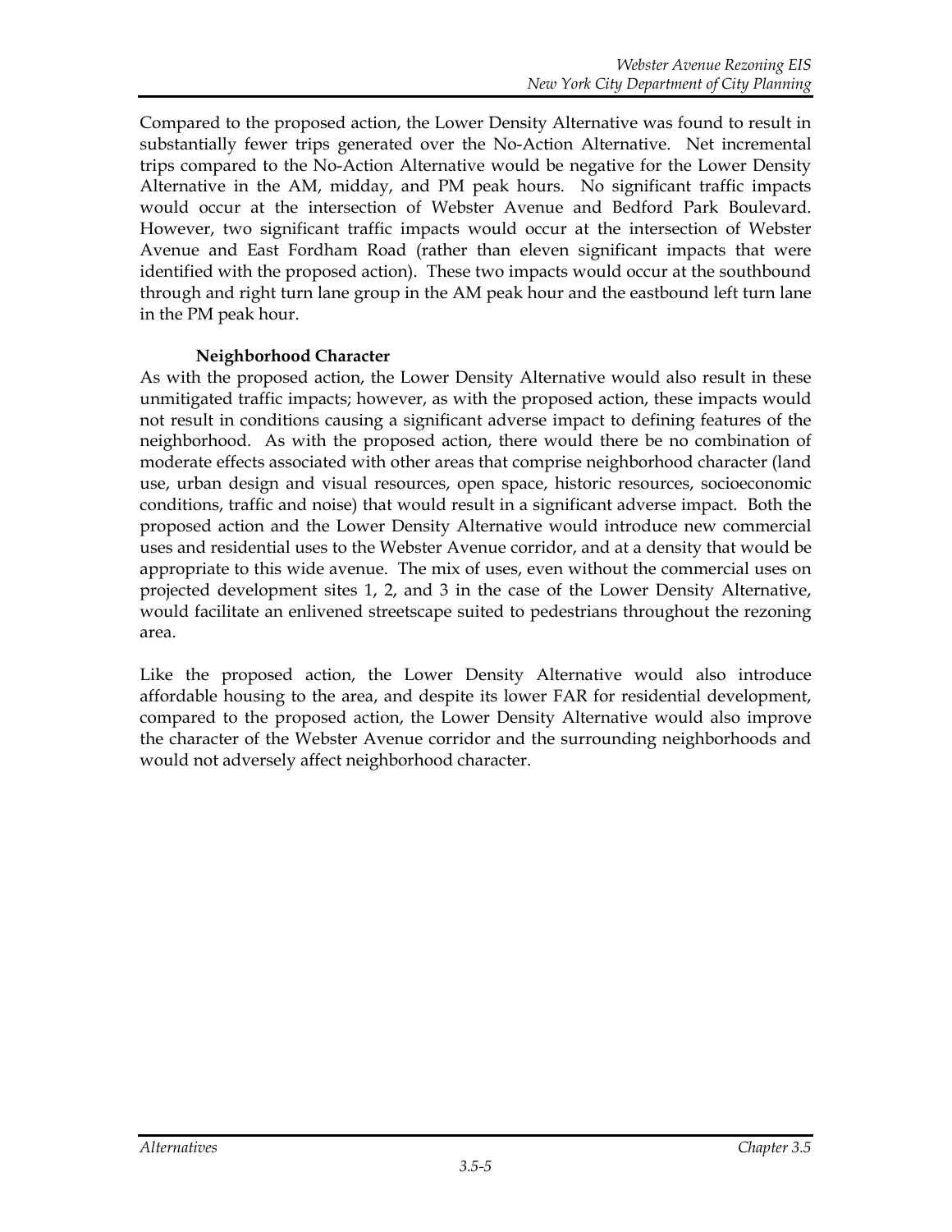Compared to the proposed action, the Lower Density Alternative was found to result in substantially fewer trips generated over the No-Action Alternative. Net incremental trips compared to the No-Action Alternative would be negative for the Lower Density Alternative in the AM, midday, and PM peak hours. No significant traffic impacts would occur at the intersection of Webster Avenue and Bedford Park Boulevard. However, two significant traffic impacts would occur at the intersection of Webster Avenue and East Fordham Road (rather than eleven significant impacts that were identified with the proposed action). These two impacts would occur at the southbound through and right turn lane group in the AM peak hour and the eastbound left turn lane in the PM peak hour.

**Neighborhood Character**

As with the proposed action, the Lower Density Alternative would also result in these unmitigated traffic impacts; however, as with the proposed action, these impacts would not result in conditions causing a significant adverse impact to defining features of the neighborhood. As with the proposed action, there would there be no combination of moderate effects associated with other areas that comprise neighborhood character (land use, urban design and visual resources, open space, historic resources, socioeconomic conditions, traffic and noise) that would result in a significant adverse impact. Both the proposed action and the Lower Density Alternative would introduce new commercial uses and residential uses to the Webster Avenue corridor, and at a density that would be appropriate to this wide avenue. The mix of uses, even without the commercial uses on projected development sites 1, 2, and 3 in the case of the Lower Density Alternative, would facilitate an enlivened streetscape suited to pedestrians throughout the rezoning area.

Like the proposed action, the Lower Density Alternative would also introduce affordable housing to the area, and despite its lower FAR for residential development, compared to the proposed action, the Lower Density Alternative would also improve the character of the Webster Avenue corridor and the surrounding neighborhoods and would not adversely affect neighborhood character.